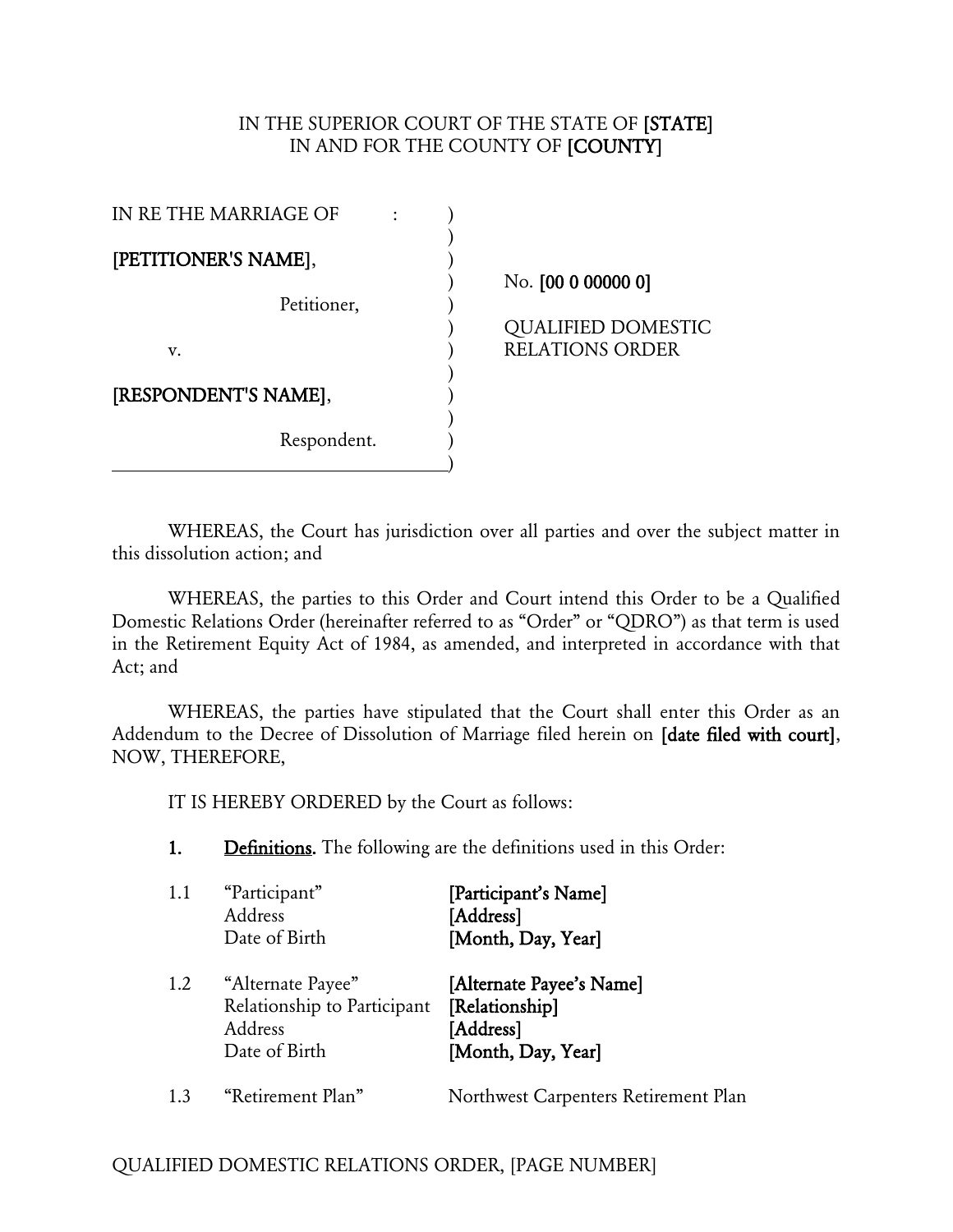IN THE SUPERIOR COURT OF THE STATE OF **[STATE]**
IN AND FOR THE COUNTY OF **[COUNTY]**

| | | |
|---|---|---|
| IN RE THE MARRIAGE OF : | ) | |
| **[PETITIONER'S NAME]**, | ) | No. **[00 0 00000 0]** |
| Petitioner, | ) | QUALIFIED DOMESTIC RELATIONS ORDER |
| v. | ) | |
| **[RESPONDENT'S NAME]**, | ) | |
| Respondent. | ) | |

WHEREAS, the Court has jurisdiction over all parties and over the subject matter in this dissolution action; and

WHEREAS, the parties to this Order and Court intend this Order to be a Qualified Domestic Relations Order (hereinafter referred to as "Order" or "QDRO") as that term is used in the Retirement Equity Act of 1984, as amended, and interpreted in accordance with that Act; and

WHEREAS, the parties have stipulated that the Court shall enter this Order as an Addendum to the Decree of Dissolution of Marriage filed herein on **[date filed with court]**, NOW, THEREFORE,

IT IS HEREBY ORDERED by the Court as follows:

**1.** **Definitions.** The following are the definitions used in this Order:

| | | |
|---|---|---|
| 1.1 | "Participant" | **[Participant's Name]** |
| | Address | **[Address]** |
| | Date of Birth | **[Month, Day, Year]** |
| 1.2 | "Alternate Payee" | **[Alternate Payee's Name]** |
| | Relationship to Participant | **[Relationship]** |
| | Address | **[Address]** |
| | Date of Birth | **[Month, Day, Year]** |
| 1.3 | "Retirement Plan" | Northwest Carpenters Retirement Plan |

QUALIFIED DOMESTIC RELATIONS ORDER, [PAGE NUMBER]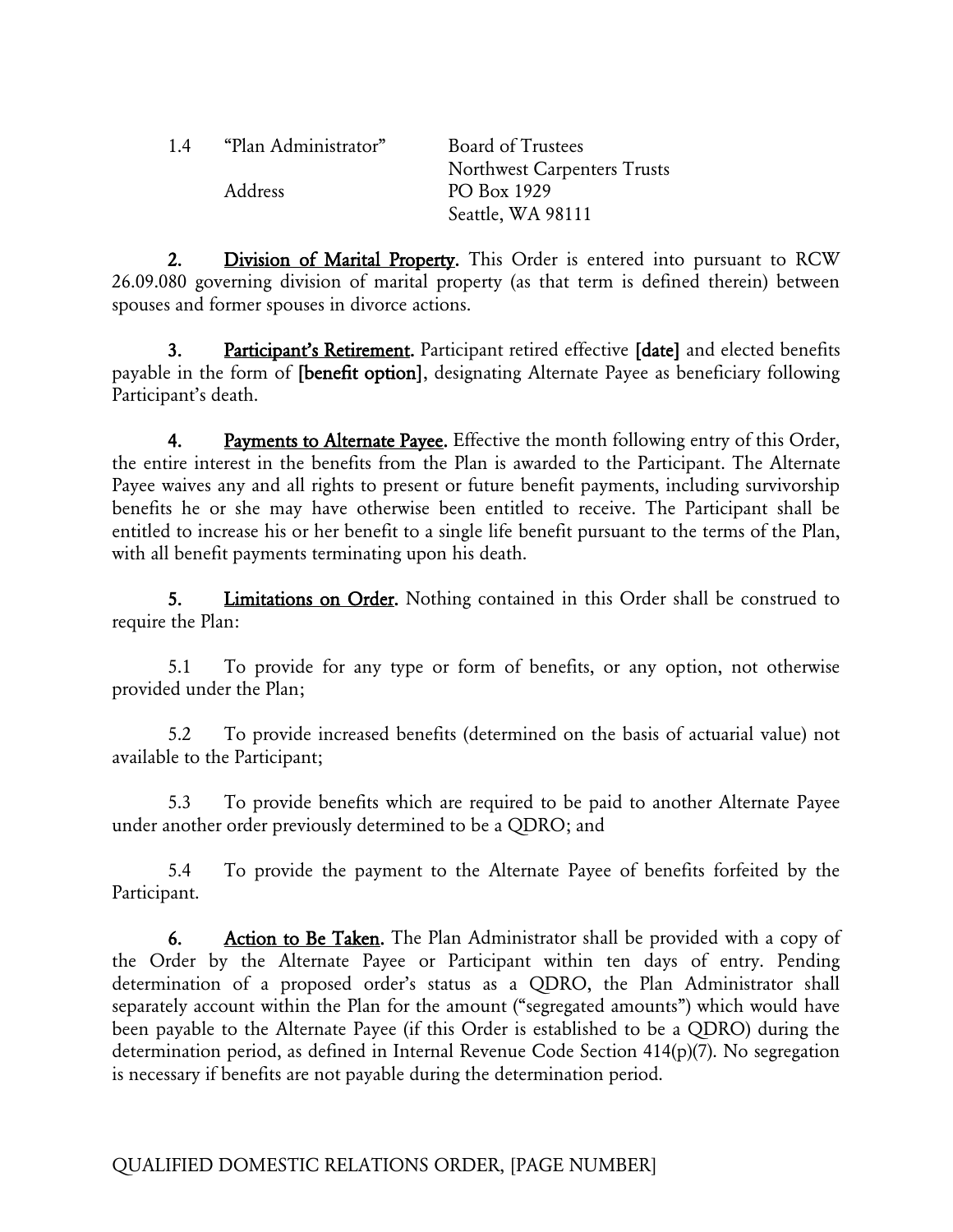| 1.4 | "Plan Administrator" | Board of Trustees<br>Northwest Carpenters Trusts |
| --- | --- | --- |
| | Address | PO Box 1929<br>Seattle, WA 98111 |

**2. Division of Marital Property.** This Order is entered into pursuant to RCW 26.09.080 governing division of marital property (as that term is defined therein) between spouses and former spouses in divorce actions.

**3. Participant's Retirement.** Participant retired effective **[date]** and elected benefits payable in the form of **[benefit option]**, designating Alternate Payee as beneficiary following Participant's death.

**4. Payments to Alternate Payee.** Effective the month following entry of this Order, the entire interest in the benefits from the Plan is awarded to the Participant. The Alternate Payee waives any and all rights to present or future benefit payments, including survivorship benefits he or she may have otherwise been entitled to receive. The Participant shall be entitled to increase his or her benefit to a single life benefit pursuant to the terms of the Plan, with all benefit payments terminating upon his death.

**5. Limitations on Order.** Nothing contained in this Order shall be construed to require the Plan:

5.1 To provide for any type or form of benefits, or any option, not otherwise provided under the Plan;

5.2 To provide increased benefits (determined on the basis of actuarial value) not available to the Participant;

5.3 To provide benefits which are required to be paid to another Alternate Payee under another order previously determined to be a QDRO; and

5.4 To provide the payment to the Alternate Payee of benefits forfeited by the Participant.

**6. Action to Be Taken.** The Plan Administrator shall be provided with a copy of the Order by the Alternate Payee or Participant within ten days of entry. Pending determination of a proposed order's status as a QDRO, the Plan Administrator shall separately account within the Plan for the amount ("segregated amounts") which would have been payable to the Alternate Payee (if this Order is established to be a QDRO) during the determination period, as defined in Internal Revenue Code Section 414(p)(7). No segregation is necessary if benefits are not payable during the determination period.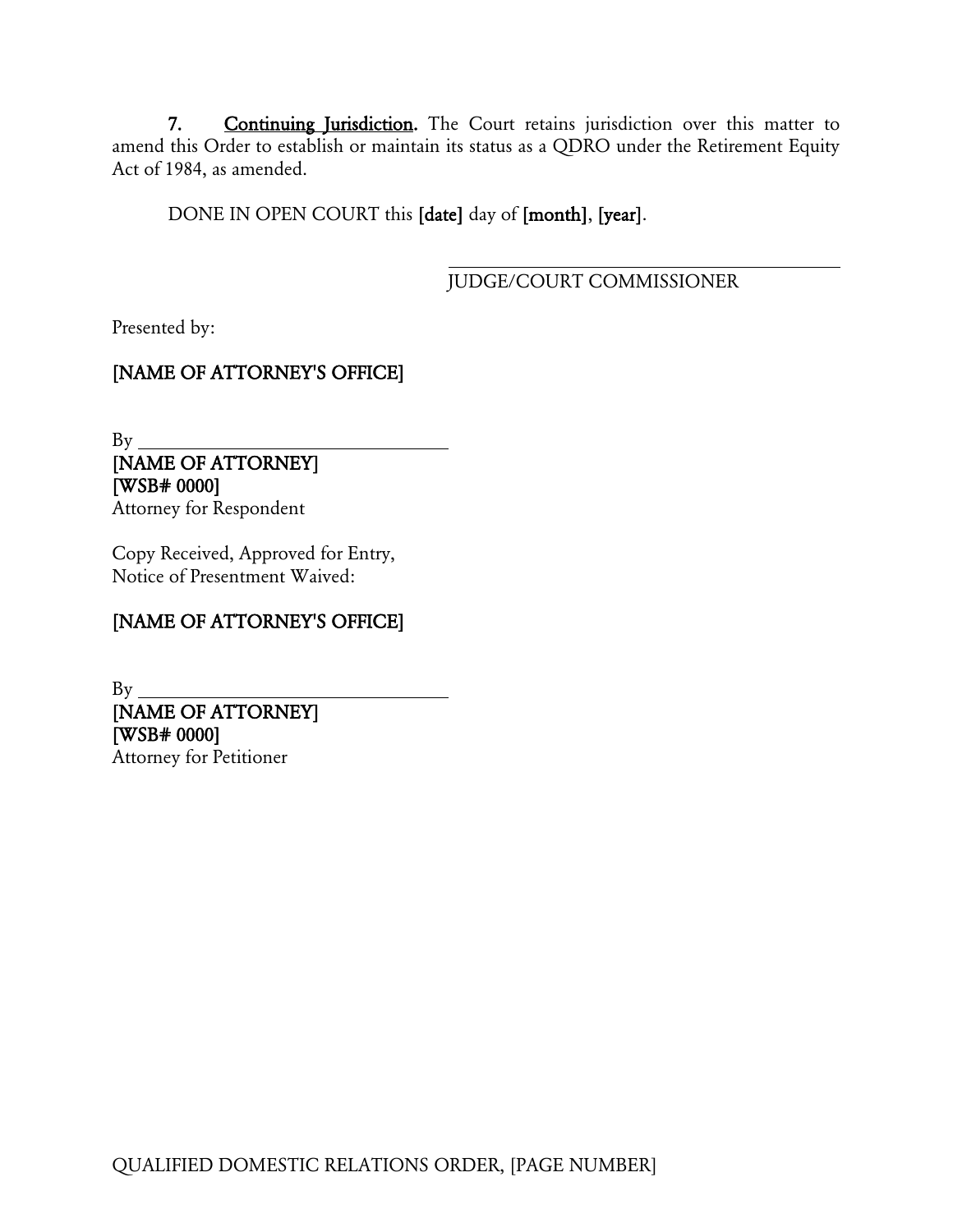**7. Continuing Jurisdiction.** The Court retains jurisdiction over this matter to amend this Order to establish or maintain its status as a QDRO under the Retirement Equity Act of 1984, as amended.

DONE IN OPEN COURT this [date] day of [month], [year].

\_\_\_\_\_\_\_\_\_\_\_\_\_\_\_\_\_\_\_\_\_\_\_\_\_\_\_\_\_\_\_\_\_\_\_\_
JUDGE/COURT COMMISSIONER

Presented by:

[NAME OF ATTORNEY'S OFFICE]

By \_\_\_\_\_\_\_\_\_\_\_\_\_\_\_\_\_\_\_\_\_\_\_\_\_\_\_\_\_\_
[NAME OF ATTORNEY]
[WSB# 0000]
Attorney for Respondent

Copy Received, Approved for Entry,
Notice of Presentment Waived:

[NAME OF ATTORNEY'S OFFICE]

By \_\_\_\_\_\_\_\_\_\_\_\_\_\_\_\_\_\_\_\_\_\_\_\_\_\_\_\_\_\_
[NAME OF ATTORNEY]
[WSB# 0000]
Attorney for Petitioner